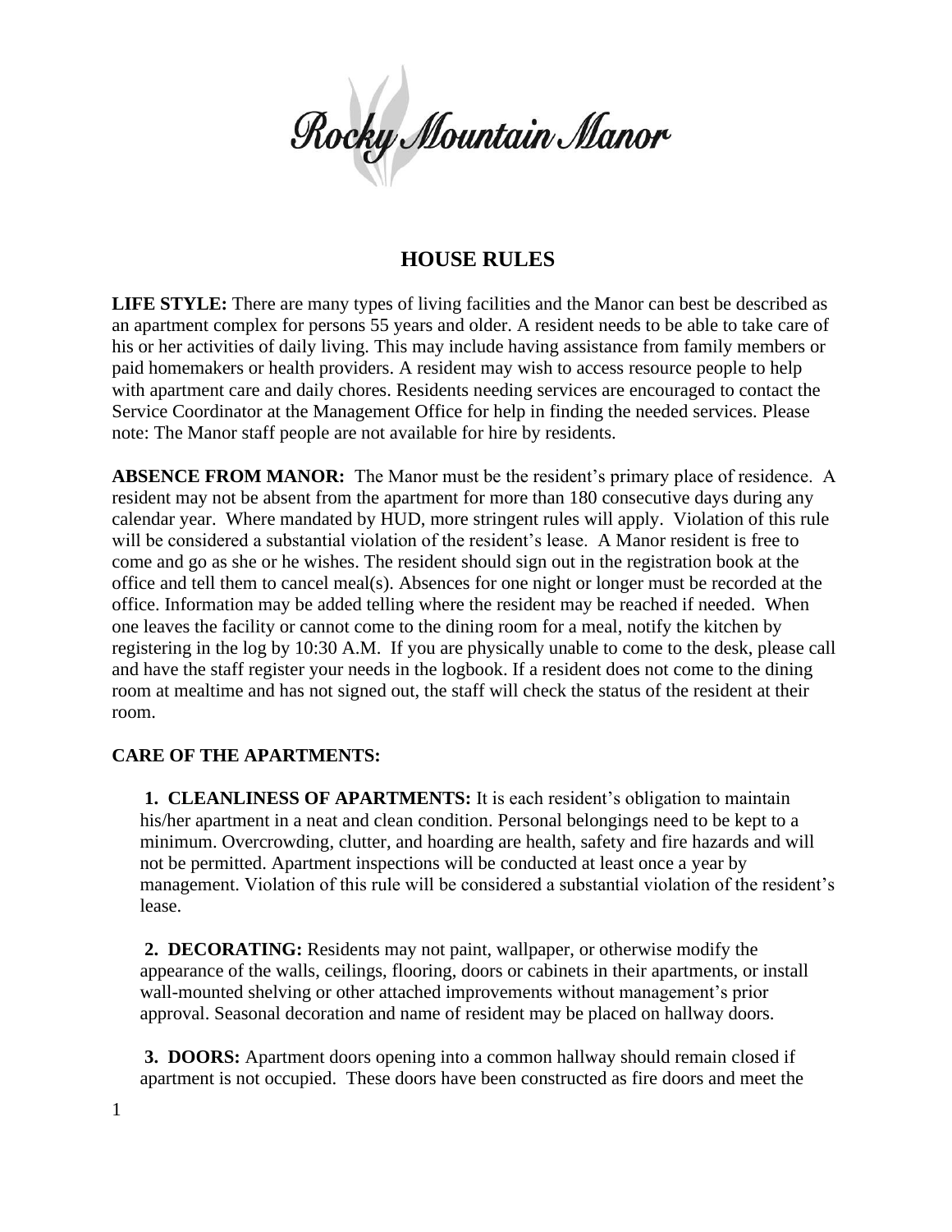# Rocky Mountain Manor

## HOUSE RULES

**LIFE STYLE:** There are many types of living facilities and the Manor can best be described as an apartment complex for persons 55 years and older. A resident needs to be able to take care of his or her activities of daily living. This may include having assistance from family members or paid homemakers or health providers. A resident may wish to access resource people to help with apartment care and daily chores. Residents needing services are encouraged to contact the Service Coordinator at the Management Office for help in finding the needed services. Please note: The Manor staff people are not available for hire by residents.

**ABSENCE FROM MANOR:** The Manor must be the resident's primary place of residence. A resident may not be absent from the apartment for more than 180 consecutive days during any calendar year. Where mandated by HUD, more stringent rules will apply. Violation of this rule will be considered a substantial violation of the resident's lease. A Manor resident is free to come and go as she or he wishes. The resident should sign out in the registration book at the office and tell them to cancel meal(s). Absences for one night or longer must be recorded at the office. Information may be added telling where the resident may be reached if needed. When one leaves the facility or cannot come to the dining room for a meal, notify the kitchen by registering in the log by 10:30 A.M. If you are physically unable to come to the desk, please call and have the staff register your needs in the logbook. If a resident does not come to the dining room at mealtime and has not signed out, the staff will check the status of the resident at their room.

**CARE OF THE APARTMENTS:**

1. **CLEANLINESS OF APARTMENTS:** It is each resident's obligation to maintain his/her apartment in a neat and clean condition. Personal belongings need to be kept to a minimum. Overcrowding, clutter, and hoarding are health, safety and fire hazards and will not be permitted. Apartment inspections will be conducted at least once a year by management. Violation of this rule will be considered a substantial violation of the resident's lease.

2. **DECORATING:** Residents may not paint, wallpaper, or otherwise modify the appearance of the walls, ceilings, flooring, doors or cabinets in their apartments, or install wall-mounted shelving or other attached improvements without management's prior approval. Seasonal decoration and name of resident may be placed on hallway doors.

3. **DOORS:** Apartment doors opening into a common hallway should remain closed if apartment is not occupied. These doors have been constructed as fire doors and meet the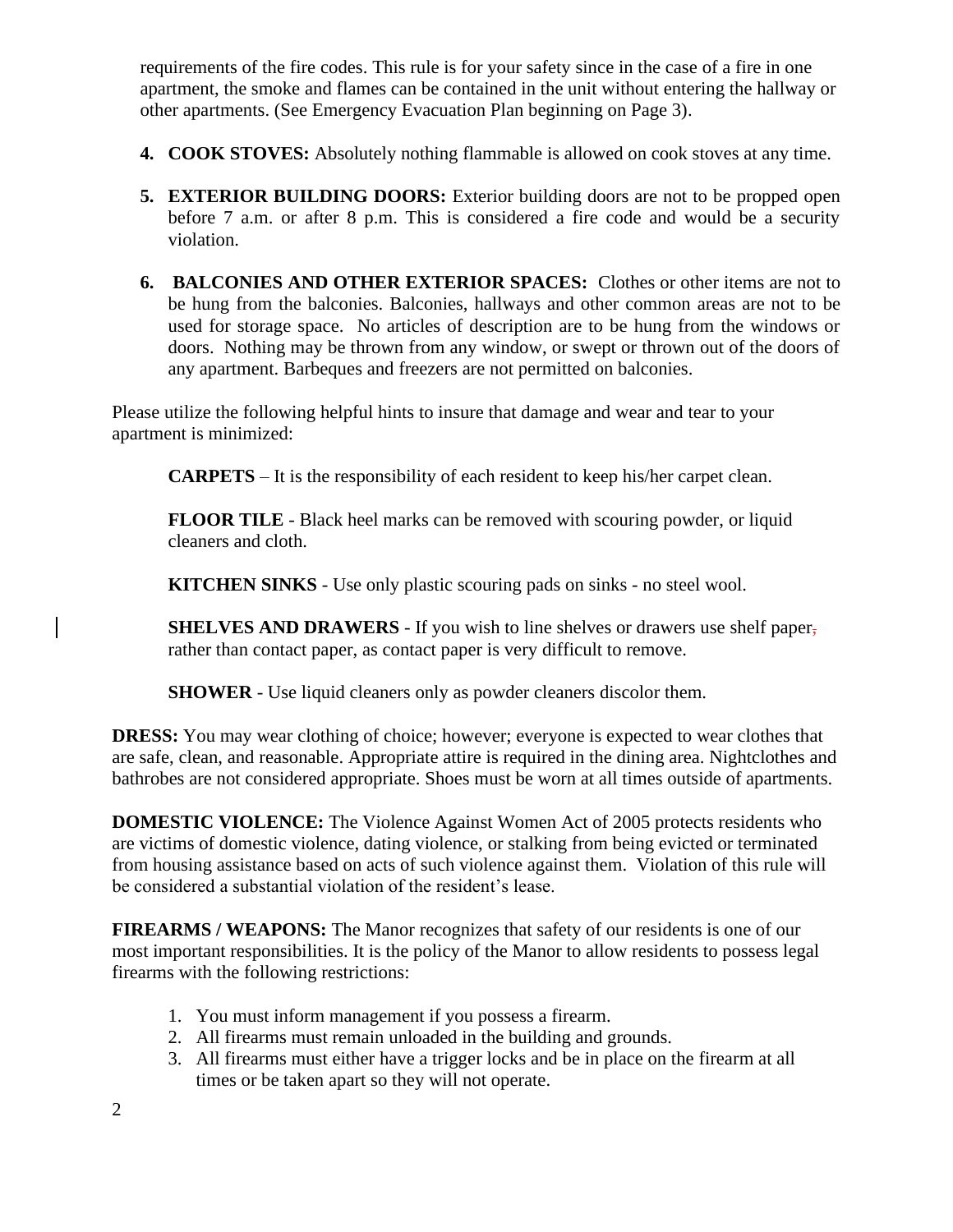requirements of the fire codes. This rule is for your safety since in the case of a fire in one apartment, the smoke and flames can be contained in the unit without entering the hallway or other apartments. (See Emergency Evacuation Plan beginning on Page 3).

4. **COOK STOVES:** Absolutely nothing flammable is allowed on cook stoves at any time.

5. **EXTERIOR BUILDING DOORS:** Exterior building doors are not to be propped open before 7 a.m. or after 8 p.m. This is considered a fire code and would be a security violation.

6. **BALCONIES AND OTHER EXTERIOR SPACES:** Clothes or other items are not to be hung from the balconies. Balconies, hallways and other common areas are not to be used for storage space. No articles of description are to be hung from the windows or doors. Nothing may be thrown from any window, or swept or thrown out of the doors of any apartment. Barbeques and freezers are not permitted on balconies.

Please utilize the following helpful hints to insure that damage and wear and tear to your apartment is minimized:

**CARPETS** – It is the responsibility of each resident to keep his/her carpet clean.

**FLOOR TILE** - Black heel marks can be removed with scouring powder, or liquid cleaners and cloth.

**KITCHEN SINKS** - Use only plastic scouring pads on sinks - no steel wool.

**SHELVES AND DRAWERS** - If you wish to line shelves or drawers use shelf paper, rather than contact paper, as contact paper is very difficult to remove.

**SHOWER** - Use liquid cleaners only as powder cleaners discolor them.

**DRESS:** You may wear clothing of choice; however; everyone is expected to wear clothes that are safe, clean, and reasonable. Appropriate attire is required in the dining area. Nightclothes and bathrobes are not considered appropriate. Shoes must be worn at all times outside of apartments.

**DOMESTIC VIOLENCE:** The Violence Against Women Act of 2005 protects residents who are victims of domestic violence, dating violence, or stalking from being evicted or terminated from housing assistance based on acts of such violence against them. Violation of this rule will be considered a substantial violation of the resident's lease.

**FIREARMS / WEAPONS:** The Manor recognizes that safety of our residents is one of our most important responsibilities. It is the policy of the Manor to allow residents to possess legal firearms with the following restrictions:

1. You must inform management if you possess a firearm.
2. All firearms must remain unloaded in the building and grounds.
3. All firearms must either have a trigger locks and be in place on the firearm at all times or be taken apart so they will not operate.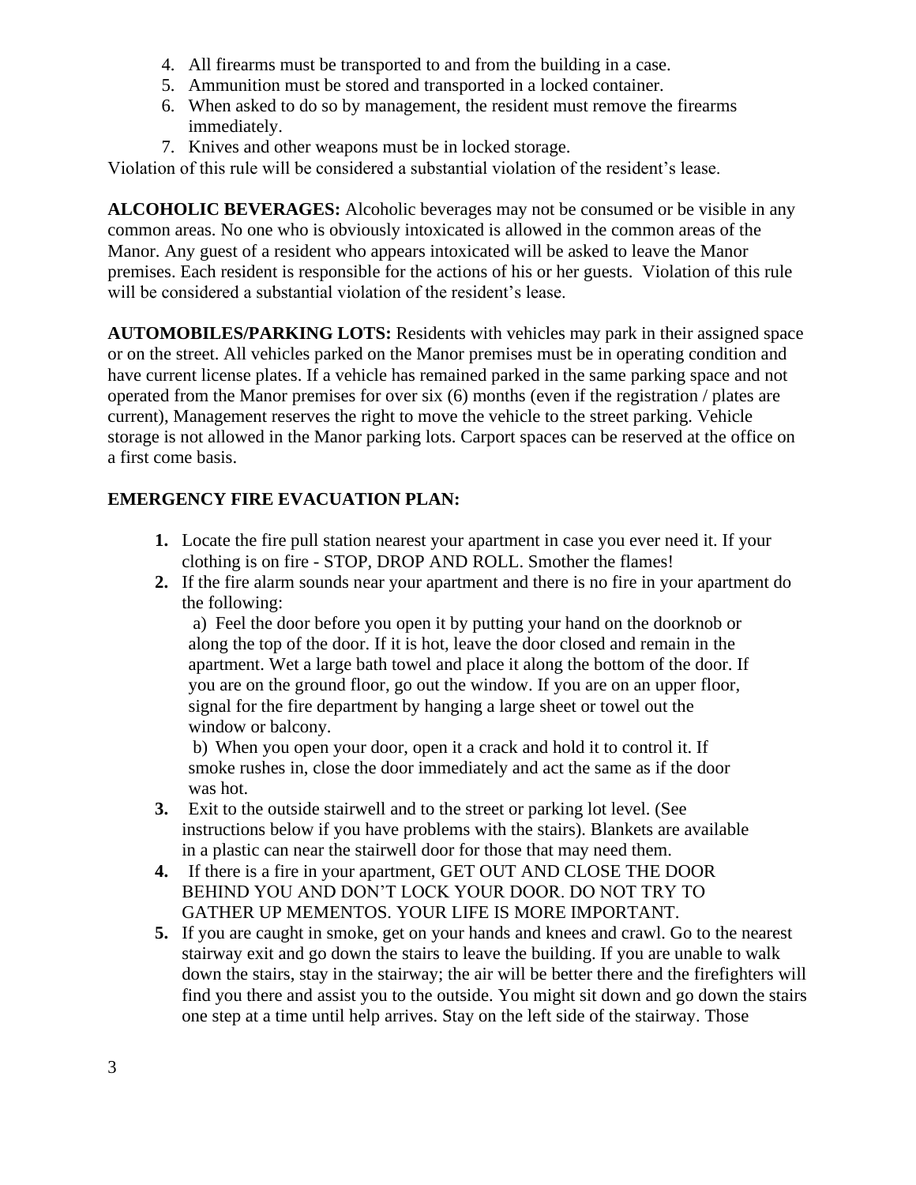4. All firearms must be transported to and from the building in a case.
5. Ammunition must be stored and transported in a locked container.
6. When asked to do so by management, the resident must remove the firearms immediately.
7. Knives and other weapons must be in locked storage.

Violation of this rule will be considered a substantial violation of the resident's lease.

**ALCOHOLIC BEVERAGES:** Alcoholic beverages may not be consumed or be visible in any common areas. No one who is obviously intoxicated is allowed in the common areas of the Manor. Any guest of a resident who appears intoxicated will be asked to leave the Manor premises. Each resident is responsible for the actions of his or her guests. Violation of this rule will be considered a substantial violation of the resident's lease.

**AUTOMOBILES/PARKING LOTS:** Residents with vehicles may park in their assigned space or on the street. All vehicles parked on the Manor premises must be in operating condition and have current license plates. If a vehicle has remained parked in the same parking space and not operated from the Manor premises for over six (6) months (even if the registration / plates are current), Management reserves the right to move the vehicle to the street parking. Vehicle storage is not allowed in the Manor parking lots. Carport spaces can be reserved at the office on a first come basis.

**EMERGENCY FIRE EVACUATION PLAN:**

1. Locate the fire pull station nearest your apartment in case you ever need it. If your clothing is on fire - STOP, DROP AND ROLL. Smother the flames!
2. If the fire alarm sounds near your apartment and there is no fire in your apartment do the following:
   a) Feel the door before you open it by putting your hand on the doorknob or along the top of the door. If it is hot, leave the door closed and remain in the apartment. Wet a large bath towel and place it along the bottom of the door. If you are on the ground floor, go out the window. If you are on an upper floor, signal for the fire department by hanging a large sheet or towel out the window or balcony.
   b) When you open your door, open it a crack and hold it to control it. If smoke rushes in, close the door immediately and act the same as if the door was hot.
3. Exit to the outside stairwell and to the street or parking lot level. (See instructions below if you have problems with the stairs). Blankets are available in a plastic can near the stairwell door for those that may need them.
4. If there is a fire in your apartment, GET OUT AND CLOSE THE DOOR BEHIND YOU AND DON'T LOCK YOUR DOOR. DO NOT TRY TO GATHER UP MEMENTOS. YOUR LIFE IS MORE IMPORTANT.
5. If you are caught in smoke, get on your hands and knees and crawl. Go to the nearest stairway exit and go down the stairs to leave the building. If you are unable to walk down the stairs, stay in the stairway; the air will be better there and the firefighters will find you there and assist you to the outside. You might sit down and go down the stairs one step at a time until help arrives. Stay on the left side of the stairway. Those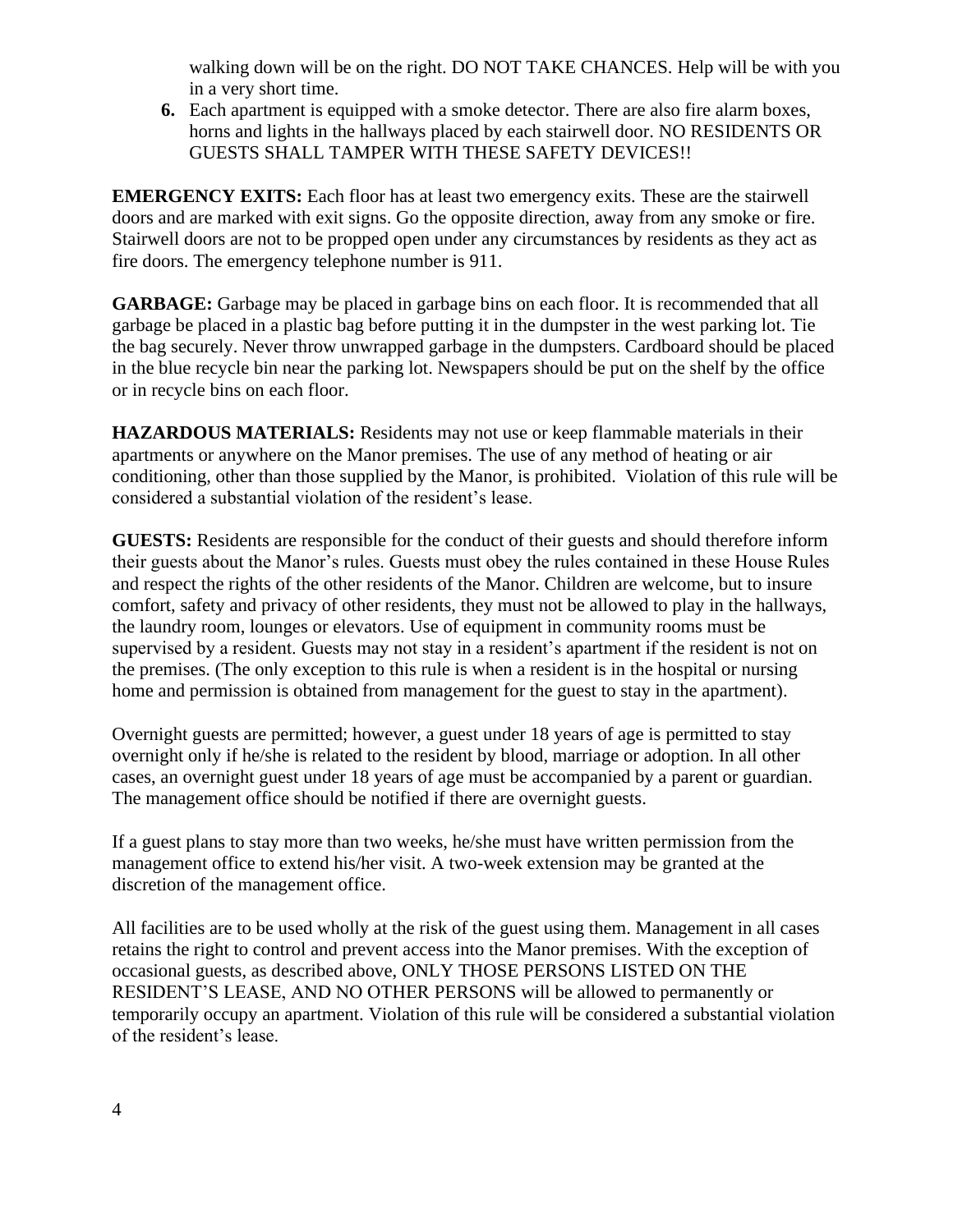walking down will be on the right. DO NOT TAKE CHANCES. Help will be with you in a very short time.

6. Each apartment is equipped with a smoke detector. There are also fire alarm boxes, horns and lights in the hallways placed by each stairwell door. NO RESIDENTS OR GUESTS SHALL TAMPER WITH THESE SAFETY DEVICES!!

**EMERGENCY EXITS:** Each floor has at least two emergency exits. These are the stairwell doors and are marked with exit signs. Go the opposite direction, away from any smoke or fire. Stairwell doors are not to be propped open under any circumstances by residents as they act as fire doors. The emergency telephone number is 911.

**GARBAGE:** Garbage may be placed in garbage bins on each floor. It is recommended that all garbage be placed in a plastic bag before putting it in the dumpster in the west parking lot. Tie the bag securely. Never throw unwrapped garbage in the dumpsters. Cardboard should be placed in the blue recycle bin near the parking lot. Newspapers should be put on the shelf by the office or in recycle bins on each floor.

**HAZARDOUS MATERIALS:** Residents may not use or keep flammable materials in their apartments or anywhere on the Manor premises. The use of any method of heating or air conditioning, other than those supplied by the Manor, is prohibited. Violation of this rule will be considered a substantial violation of the resident's lease.

**GUESTS:** Residents are responsible for the conduct of their guests and should therefore inform their guests about the Manor's rules. Guests must obey the rules contained in these House Rules and respect the rights of the other residents of the Manor. Children are welcome, but to insure comfort, safety and privacy of other residents, they must not be allowed to play in the hallways, the laundry room, lounges or elevators. Use of equipment in community rooms must be supervised by a resident. Guests may not stay in a resident's apartment if the resident is not on the premises. (The only exception to this rule is when a resident is in the hospital or nursing home and permission is obtained from management for the guest to stay in the apartment).

Overnight guests are permitted; however, a guest under 18 years of age is permitted to stay overnight only if he/she is related to the resident by blood, marriage or adoption. In all other cases, an overnight guest under 18 years of age must be accompanied by a parent or guardian. The management office should be notified if there are overnight guests.

If a guest plans to stay more than two weeks, he/she must have written permission from the management office to extend his/her visit. A two-week extension may be granted at the discretion of the management office.

All facilities are to be used wholly at the risk of the guest using them. Management in all cases retains the right to control and prevent access into the Manor premises. With the exception of occasional guests, as described above, ONLY THOSE PERSONS LISTED ON THE RESIDENT'S LEASE, AND NO OTHER PERSONS will be allowed to permanently or temporarily occupy an apartment. Violation of this rule will be considered a substantial violation of the resident's lease.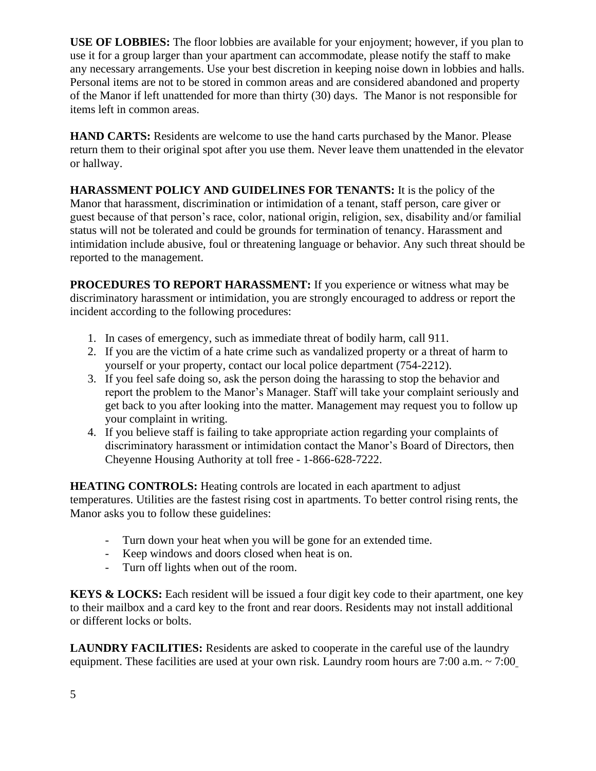**USE OF LOBBIES:** The floor lobbies are available for your enjoyment; however, if you plan to use it for a group larger than your apartment can accommodate, please notify the staff to make any necessary arrangements. Use your best discretion in keeping noise down in lobbies and halls. Personal items are not to be stored in common areas and are considered abandoned and property of the Manor if left unattended for more than thirty (30) days. The Manor is not responsible for items left in common areas.

**HAND CARTS:** Residents are welcome to use the hand carts purchased by the Manor. Please return them to their original spot after you use them. Never leave them unattended in the elevator or hallway.

**HARASSMENT POLICY AND GUIDELINES FOR TENANTS:** It is the policy of the Manor that harassment, discrimination or intimidation of a tenant, staff person, care giver or guest because of that person's race, color, national origin, religion, sex, disability and/or familial status will not be tolerated and could be grounds for termination of tenancy. Harassment and intimidation include abusive, foul or threatening language or behavior. Any such threat should be reported to the management.

**PROCEDURES TO REPORT HARASSMENT:** If you experience or witness what may be discriminatory harassment or intimidation, you are strongly encouraged to address or report the incident according to the following procedures:

1. In cases of emergency, such as immediate threat of bodily harm, call 911.
2. If you are the victim of a hate crime such as vandalized property or a threat of harm to yourself or your property, contact our local police department (754-2212).
3. If you feel safe doing so, ask the person doing the harassing to stop the behavior and report the problem to the Manor's Manager. Staff will take your complaint seriously and get back to you after looking into the matter. Management may request you to follow up your complaint in writing.
4. If you believe staff is failing to take appropriate action regarding your complaints of discriminatory harassment or intimidation contact the Manor's Board of Directors, then Cheyenne Housing Authority at toll free - 1-866-628-7222.

**HEATING CONTROLS:** Heating controls are located in each apartment to adjust temperatures. Utilities are the fastest rising cost in apartments. To better control rising rents, the Manor asks you to follow these guidelines:

- Turn down your heat when you will be gone for an extended time.
- Keep windows and doors closed when heat is on.
- Turn off lights when out of the room.

**KEYS & LOCKS:** Each resident will be issued a four digit key code to their apartment, one key to their mailbox and a card key to the front and rear doors. Residents may not install additional or different locks or bolts.

**LAUNDRY FACILITIES:** Residents are asked to cooperate in the careful use of the laundry equipment. These facilities are used at your own risk. Laundry room hours are 7:00 a.m. ~ 7:00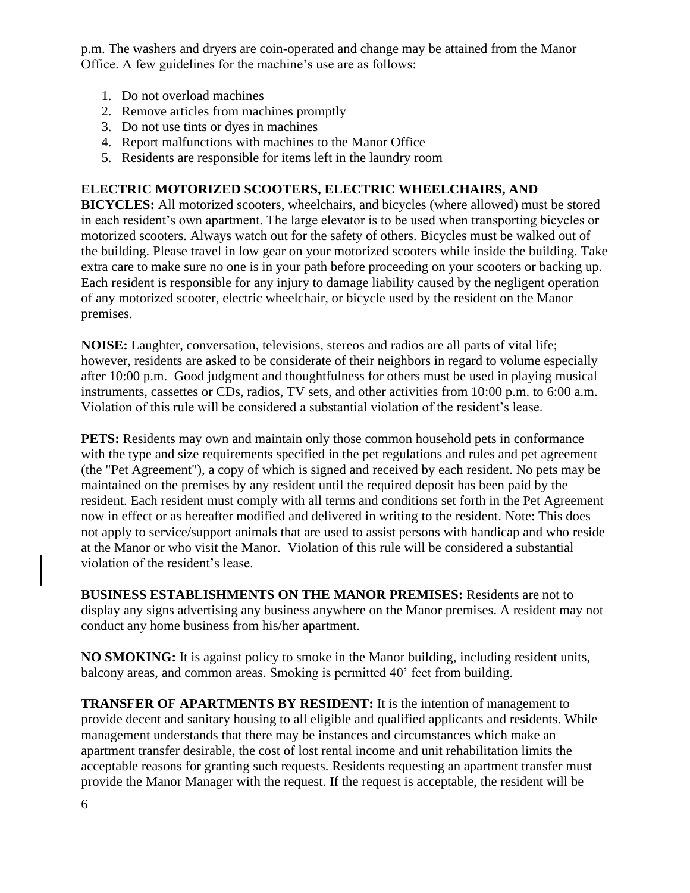p.m. The washers and dryers are coin-operated and change may be attained from the Manor Office. A few guidelines for the machine's use are as follows:

1. Do not overload machines
2. Remove articles from machines promptly
3. Do not use tints or dyes in machines
4. Report malfunctions with machines to the Manor Office
5. Residents are responsible for items left in the laundry room

**ELECTRIC MOTORIZED SCOOTERS, ELECTRIC WHEELCHAIRS, AND BICYCLES:** All motorized scooters, wheelchairs, and bicycles (where allowed) must be stored in each resident's own apartment. The large elevator is to be used when transporting bicycles or motorized scooters. Always watch out for the safety of others. Bicycles must be walked out of the building. Please travel in low gear on your motorized scooters while inside the building. Take extra care to make sure no one is in your path before proceeding on your scooters or backing up. Each resident is responsible for any injury to damage liability caused by the negligent operation of any motorized scooter, electric wheelchair, or bicycle used by the resident on the Manor premises.

**NOISE:** Laughter, conversation, televisions, stereos and radios are all parts of vital life; however, residents are asked to be considerate of their neighbors in regard to volume especially after 10:00 p.m. Good judgment and thoughtfulness for others must be used in playing musical instruments, cassettes or CDs, radios, TV sets, and other activities from 10:00 p.m. to 6:00 a.m. Violation of this rule will be considered a substantial violation of the resident's lease.

**PETS:** Residents may own and maintain only those common household pets in conformance with the type and size requirements specified in the pet regulations and rules and pet agreement (the "Pet Agreement"), a copy of which is signed and received by each resident. No pets may be maintained on the premises by any resident until the required deposit has been paid by the resident. Each resident must comply with all terms and conditions set forth in the Pet Agreement now in effect or as hereafter modified and delivered in writing to the resident. Note: This does not apply to service/support animals that are used to assist persons with handicap and who reside at the Manor or who visit the Manor. Violation of this rule will be considered a substantial violation of the resident's lease.

**BUSINESS ESTABLISHMENTS ON THE MANOR PREMISES:** Residents are not to display any signs advertising any business anywhere on the Manor premises. A resident may not conduct any home business from his/her apartment.

**NO SMOKING:** It is against policy to smoke in the Manor building, including resident units, balcony areas, and common areas. Smoking is permitted 40' feet from building.

**TRANSFER OF APARTMENTS BY RESIDENT:** It is the intention of management to provide decent and sanitary housing to all eligible and qualified applicants and residents. While management understands that there may be instances and circumstances which make an apartment transfer desirable, the cost of lost rental income and unit rehabilitation limits the acceptable reasons for granting such requests. Residents requesting an apartment transfer must provide the Manor Manager with the request. If the request is acceptable, the resident will be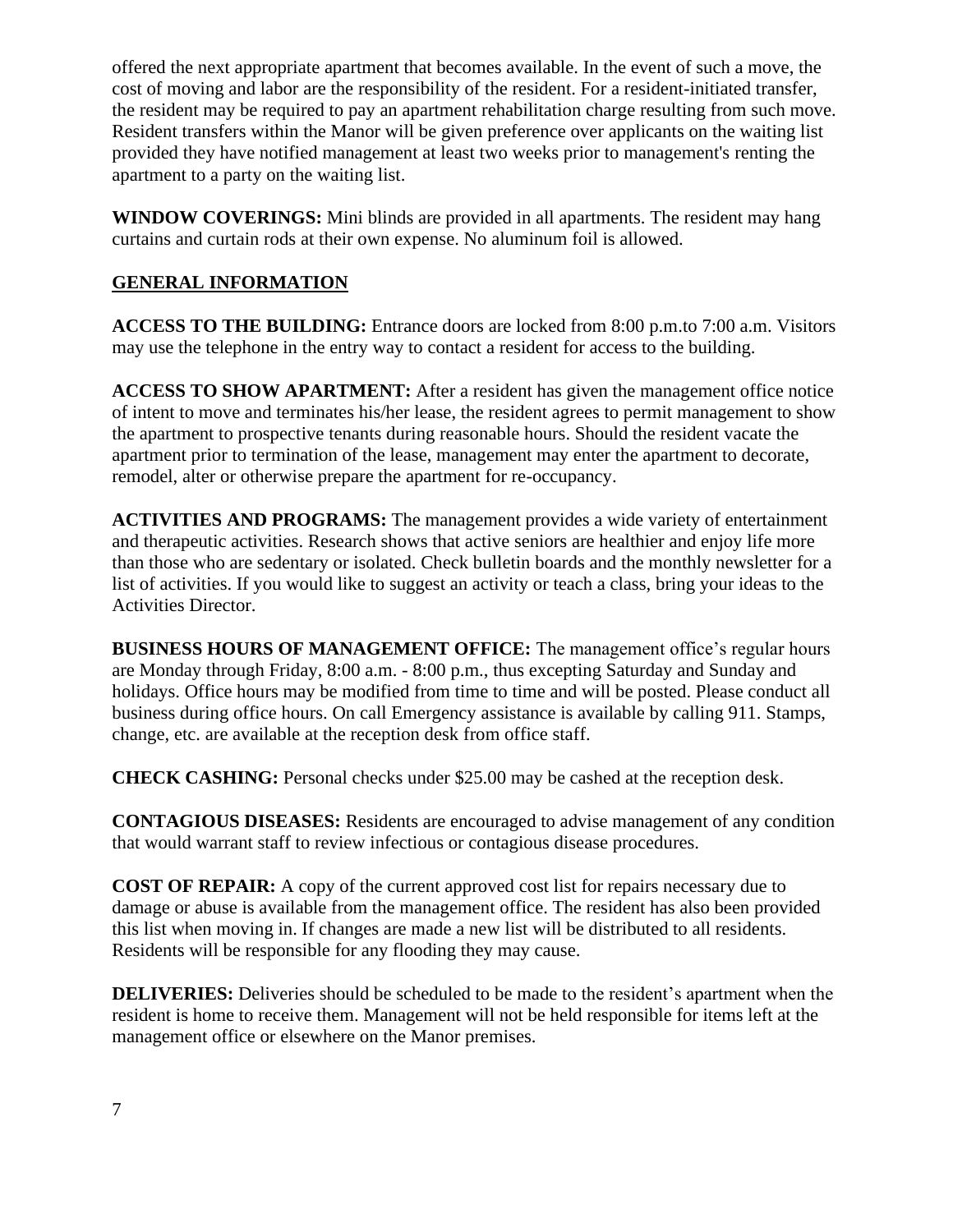offered the next appropriate apartment that becomes available. In the event of such a move, the cost of moving and labor are the responsibility of the resident. For a resident-initiated transfer, the resident may be required to pay an apartment rehabilitation charge resulting from such move. Resident transfers within the Manor will be given preference over applicants on the waiting list provided they have notified management at least two weeks prior to management's renting the apartment to a party on the waiting list.

**WINDOW COVERINGS:** Mini blinds are provided in all apartments. The resident may hang curtains and curtain rods at their own expense. No aluminum foil is allowed.

## GENERAL INFORMATION

**ACCESS TO THE BUILDING:** Entrance doors are locked from 8:00 p.m.to 7:00 a.m. Visitors may use the telephone in the entry way to contact a resident for access to the building.

**ACCESS TO SHOW APARTMENT:** After a resident has given the management office notice of intent to move and terminates his/her lease, the resident agrees to permit management to show the apartment to prospective tenants during reasonable hours. Should the resident vacate the apartment prior to termination of the lease, management may enter the apartment to decorate, remodel, alter or otherwise prepare the apartment for re-occupancy.

**ACTIVITIES AND PROGRAMS:** The management provides a wide variety of entertainment and therapeutic activities. Research shows that active seniors are healthier and enjoy life more than those who are sedentary or isolated. Check bulletin boards and the monthly newsletter for a list of activities. If you would like to suggest an activity or teach a class, bring your ideas to the Activities Director.

**BUSINESS HOURS OF MANAGEMENT OFFICE:** The management office's regular hours are Monday through Friday, 8:00 a.m. - 8:00 p.m., thus excepting Saturday and Sunday and holidays. Office hours may be modified from time to time and will be posted. Please conduct all business during office hours. On call Emergency assistance is available by calling 911. Stamps, change, etc. are available at the reception desk from office staff.

**CHECK CASHING:** Personal checks under $25.00 may be cashed at the reception desk.

**CONTAGIOUS DISEASES:** Residents are encouraged to advise management of any condition that would warrant staff to review infectious or contagious disease procedures.

**COST OF REPAIR:** A copy of the current approved cost list for repairs necessary due to damage or abuse is available from the management office. The resident has also been provided this list when moving in. If changes are made a new list will be distributed to all residents. Residents will be responsible for any flooding they may cause.

**DELIVERIES:** Deliveries should be scheduled to be made to the resident's apartment when the resident is home to receive them. Management will not be held responsible for items left at the management office or elsewhere on the Manor premises.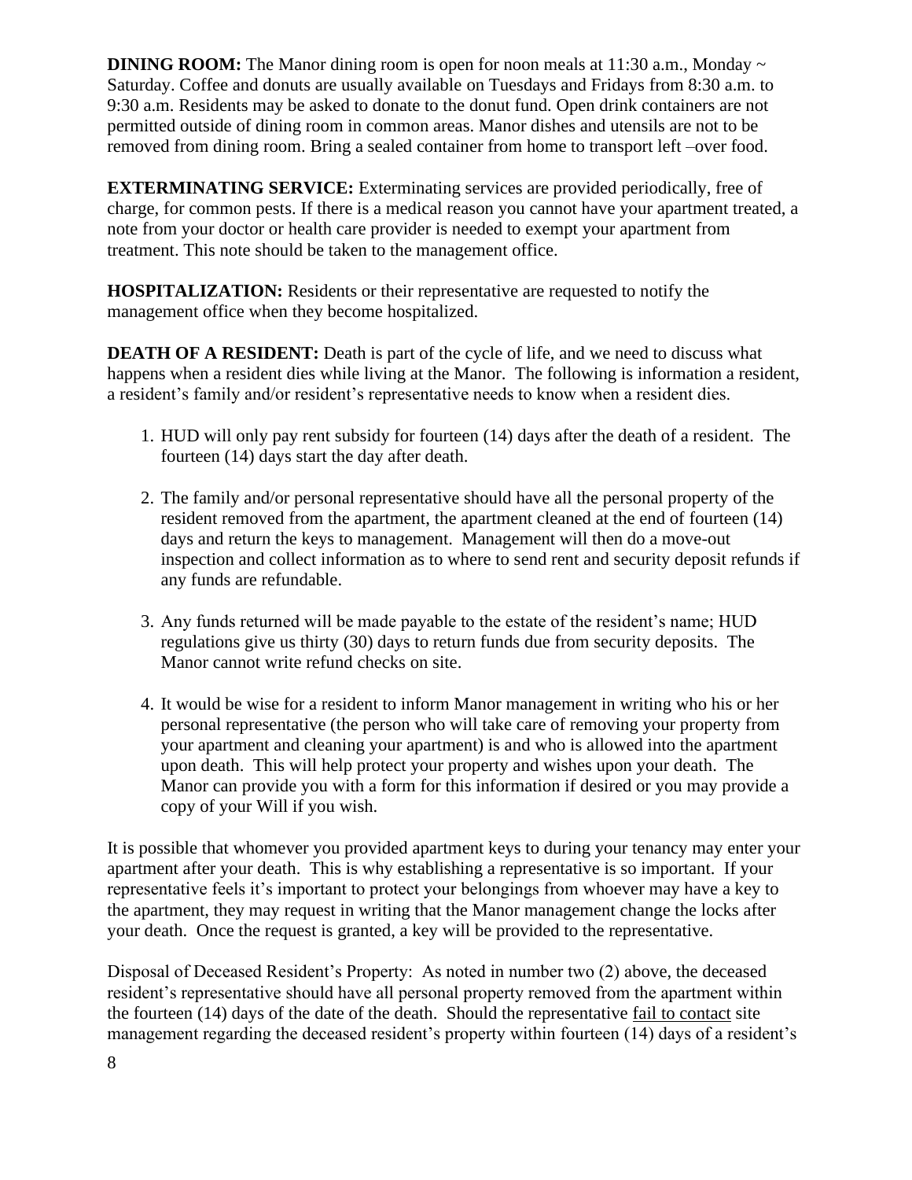**DINING ROOM:** The Manor dining room is open for noon meals at 11:30 a.m., Monday ~ Saturday. Coffee and donuts are usually available on Tuesdays and Fridays from 8:30 a.m. to 9:30 a.m. Residents may be asked to donate to the donut fund. Open drink containers are not permitted outside of dining room in common areas. Manor dishes and utensils are not to be removed from dining room. Bring a sealed container from home to transport left –over food.

**EXTERMINATING SERVICE:** Exterminating services are provided periodically, free of charge, for common pests. If there is a medical reason you cannot have your apartment treated, a note from your doctor or health care provider is needed to exempt your apartment from treatment. This note should be taken to the management office.

**HOSPITALIZATION:** Residents or their representative are requested to notify the management office when they become hospitalized.

**DEATH OF A RESIDENT:** Death is part of the cycle of life, and we need to discuss what happens when a resident dies while living at the Manor. The following is information a resident, a resident's family and/or resident's representative needs to know when a resident dies.

1. HUD will only pay rent subsidy for fourteen (14) days after the death of a resident. The fourteen (14) days start the day after death.
2. The family and/or personal representative should have all the personal property of the resident removed from the apartment, the apartment cleaned at the end of fourteen (14) days and return the keys to management. Management will then do a move-out inspection and collect information as to where to send rent and security deposit refunds if any funds are refundable.
3. Any funds returned will be made payable to the estate of the resident's name; HUD regulations give us thirty (30) days to return funds due from security deposits. The Manor cannot write refund checks on site.
4. It would be wise for a resident to inform Manor management in writing who his or her personal representative (the person who will take care of removing your property from your apartment and cleaning your apartment) is and who is allowed into the apartment upon death. This will help protect your property and wishes upon your death. The Manor can provide you with a form for this information if desired or you may provide a copy of your Will if you wish.

It is possible that whomever you provided apartment keys to during your tenancy may enter your apartment after your death. This is why establishing a representative is so important. If your representative feels it's important to protect your belongings from whoever may have a key to the apartment, they may request in writing that the Manor management change the locks after your death. Once the request is granted, a key will be provided to the representative.

Disposal of Deceased Resident's Property: As noted in number two (2) above, the deceased resident's representative should have all personal property removed from the apartment within the fourteen (14) days of the date of the death. Should the representative <u>fail to contact</u> site management regarding the deceased resident's property within fourteen (14) days of a resident's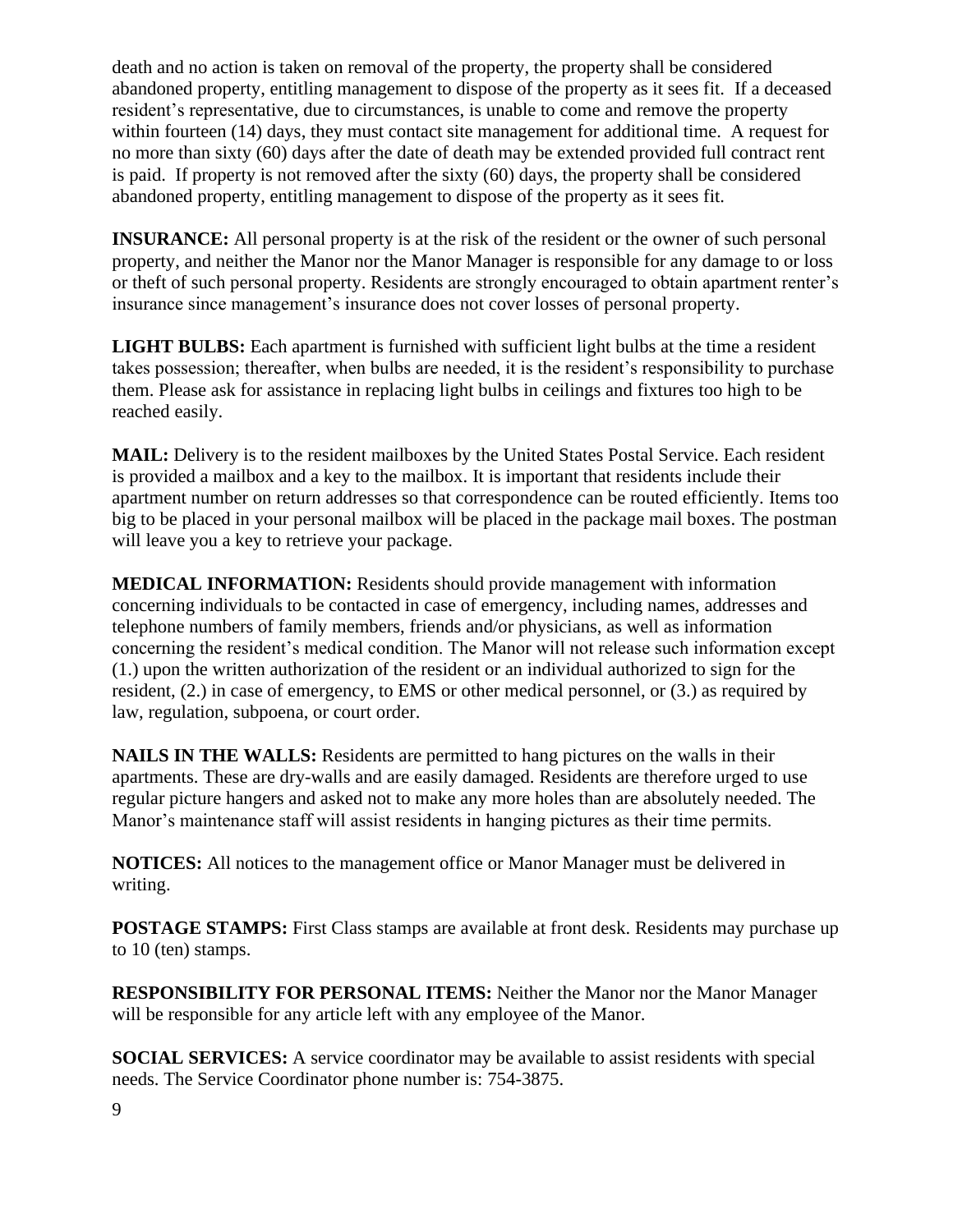death and no action is taken on removal of the property, the property shall be considered abandoned property, entitling management to dispose of the property as it sees fit. If a deceased resident's representative, due to circumstances, is unable to come and remove the property within fourteen (14) days, they must contact site management for additional time. A request for no more than sixty (60) days after the date of death may be extended provided full contract rent is paid. If property is not removed after the sixty (60) days, the property shall be considered abandoned property, entitling management to dispose of the property as it sees fit.

**INSURANCE:** All personal property is at the risk of the resident or the owner of such personal property, and neither the Manor nor the Manor Manager is responsible for any damage to or loss or theft of such personal property. Residents are strongly encouraged to obtain apartment renter's insurance since management's insurance does not cover losses of personal property.

**LIGHT BULBS:** Each apartment is furnished with sufficient light bulbs at the time a resident takes possession; thereafter, when bulbs are needed, it is the resident's responsibility to purchase them. Please ask for assistance in replacing light bulbs in ceilings and fixtures too high to be reached easily.

**MAIL:** Delivery is to the resident mailboxes by the United States Postal Service. Each resident is provided a mailbox and a key to the mailbox. It is important that residents include their apartment number on return addresses so that correspondence can be routed efficiently. Items too big to be placed in your personal mailbox will be placed in the package mail boxes. The postman will leave you a key to retrieve your package.

**MEDICAL INFORMATION:** Residents should provide management with information concerning individuals to be contacted in case of emergency, including names, addresses and telephone numbers of family members, friends and/or physicians, as well as information concerning the resident's medical condition. The Manor will not release such information except (1.) upon the written authorization of the resident or an individual authorized to sign for the resident, (2.) in case of emergency, to EMS or other medical personnel, or (3.) as required by law, regulation, subpoena, or court order.

**NAILS IN THE WALLS:** Residents are permitted to hang pictures on the walls in their apartments. These are dry-walls and are easily damaged. Residents are therefore urged to use regular picture hangers and asked not to make any more holes than are absolutely needed. The Manor's maintenance staff will assist residents in hanging pictures as their time permits.

**NOTICES:** All notices to the management office or Manor Manager must be delivered in writing.

**POSTAGE STAMPS:** First Class stamps are available at front desk. Residents may purchase up to 10 (ten) stamps.

**RESPONSIBILITY FOR PERSONAL ITEMS:** Neither the Manor nor the Manor Manager will be responsible for any article left with any employee of the Manor.

**SOCIAL SERVICES:** A service coordinator may be available to assist residents with special needs. The Service Coordinator phone number is: 754-3875.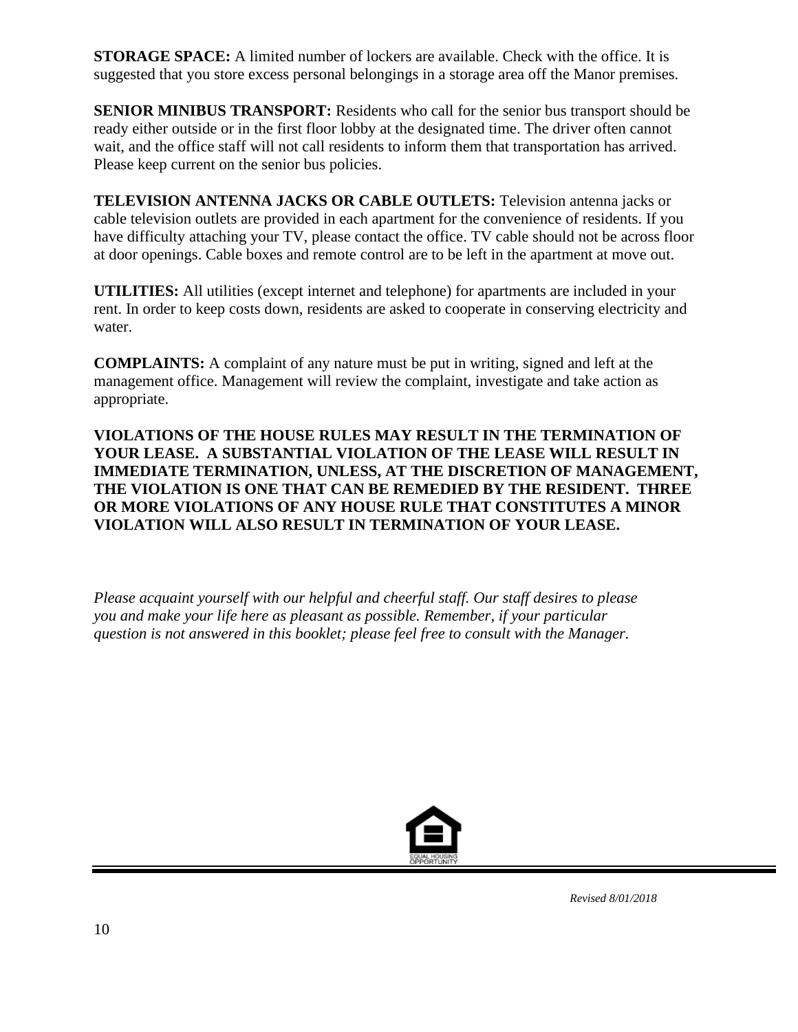**STORAGE SPACE:** A limited number of lockers are available. Check with the office. It is suggested that you store excess personal belongings in a storage area off the Manor premises.

**SENIOR MINIBUS TRANSPORT:** Residents who call for the senior bus transport should be ready either outside or in the first floor lobby at the designated time. The driver often cannot wait, and the office staff will not call residents to inform them that transportation has arrived. Please keep current on the senior bus policies.

**TELEVISION ANTENNA JACKS OR CABLE OUTLETS:** Television antenna jacks or cable television outlets are provided in each apartment for the convenience of residents. If you have difficulty attaching your TV, please contact the office. TV cable should not be across floor at door openings. Cable boxes and remote control are to be left in the apartment at move out.

**UTILITIES:** All utilities (except internet and telephone) for apartments are included in your rent. In order to keep costs down, residents are asked to cooperate in conserving electricity and water.

**COMPLAINTS:** A complaint of any nature must be put in writing, signed and left at the management office. Management will review the complaint, investigate and take action as appropriate.

**VIOLATIONS OF THE HOUSE RULES MAY RESULT IN THE TERMINATION OF YOUR LEASE. A SUBSTANTIAL VIOLATION OF THE LEASE WILL RESULT IN IMMEDIATE TERMINATION, UNLESS, AT THE DISCRETION OF MANAGEMENT, THE VIOLATION IS ONE THAT CAN BE REMEDIED BY THE RESIDENT. THREE OR MORE VIOLATIONS OF ANY HOUSE RULE THAT CONSTITUTES A MINOR VIOLATION WILL ALSO RESULT IN TERMINATION OF YOUR LEASE.**

*Please acquaint yourself with our helpful and cheerful staff. Our staff desires to please you and make your life here as pleasant as possible. Remember, if your particular question is not answered in this booklet; please feel free to consult with the Manager.*

EQUAL HOUSING OPPORTUNITY

*Revised 8/01/2018*